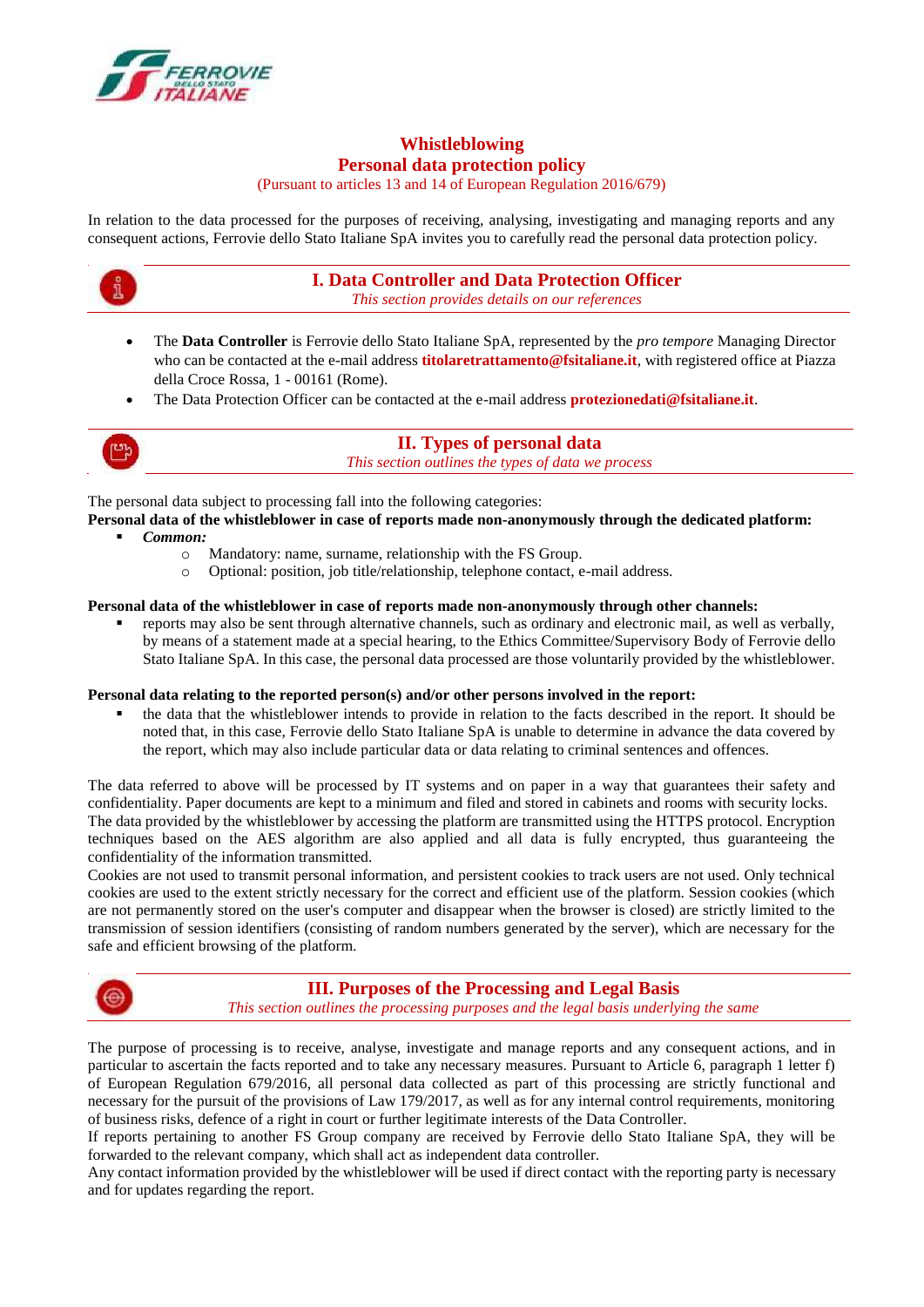# Whistleblowing
# Personal data protection policy

(Pursuant to articles 13 and 14 of European Regulation 2016/679)

In relation to the data processed for the purposes of receiving, analysing, investigating and managing reports and any consequent actions, Ferrovie dello Stato Italiane SpA invites you to carefully read the personal data protection policy.

## I. Data Controller and Data Protection Officer

*This section provides details on our references*

- The **Data Controller** is Ferrovie dello Stato Italiane SpA, represented by the *pro tempore* Managing Director who can be contacted at the e-mail address **titolaretrattamento@fsitaliane.it**, with registered office at Piazza della Croce Rossa, 1 - 00161 (Rome).
- The Data Protection Officer can be contacted at the e-mail address **protezionedati@fsitaliane.it**.

## II. Types of personal data

*This section outlines the types of data we process*

The personal data subject to processing fall into the following categories:

**Personal data of the whistleblower in case of reports made non-anonymously through the dedicated platform:**

- ***Common:***
  - Mandatory: name, surname, relationship with the FS Group.
  - Optional: position, job title/relationship, telephone contact, e-mail address.

**Personal data of the whistleblower in case of reports made non-anonymously through other channels:**

- reports may also be sent through alternative channels, such as ordinary and electronic mail, as well as verbally, by means of a statement made at a special hearing, to the Ethics Committee/Supervisory Body of Ferrovie dello Stato Italiane SpA. In this case, the personal data processed are those voluntarily provided by the whistleblower.

**Personal data relating to the reported person(s) and/or other persons involved in the report:**

- the data that the whistleblower intends to provide in relation to the facts described in the report. It should be noted that, in this case, Ferrovie dello Stato Italiane SpA is unable to determine in advance the data covered by the report, which may also include particular data or data relating to criminal sentences and offences.

The data referred to above will be processed by IT systems and on paper in a way that guarantees their safety and confidentiality. Paper documents are kept to a minimum and filed and stored in cabinets and rooms with security locks.
The data provided by the whistleblower by accessing the platform are transmitted using the HTTPS protocol. Encryption techniques based on the AES algorithm are also applied and all data is fully encrypted, thus guaranteeing the confidentiality of the information transmitted.
Cookies are not used to transmit personal information, and persistent cookies to track users are not used. Only technical cookies are used to the extent strictly necessary for the correct and efficient use of the platform. Session cookies (which are not permanently stored on the user's computer and disappear when the browser is closed) are strictly limited to the transmission of session identifiers (consisting of random numbers generated by the server), which are necessary for the safe and efficient browsing of the platform.

## III. Purposes of the Processing and Legal Basis

*This section outlines the processing purposes and the legal basis underlying the same*

The purpose of processing is to receive, analyse, investigate and manage reports and any consequent actions, and in particular to ascertain the facts reported and to take any necessary measures. Pursuant to Article 6, paragraph 1 letter f) of European Regulation 679/2016, all personal data collected as part of this processing are strictly functional and necessary for the pursuit of the provisions of Law 179/2017, as well as for any internal control requirements, monitoring of business risks, defence of a right in court or further legitimate interests of the Data Controller.
If reports pertaining to another FS Group company are received by Ferrovie dello Stato Italiane SpA, they will be forwarded to the relevant company, which shall act as independent data controller.
Any contact information provided by the whistleblower will be used if direct contact with the reporting party is necessary and for updates regarding the report.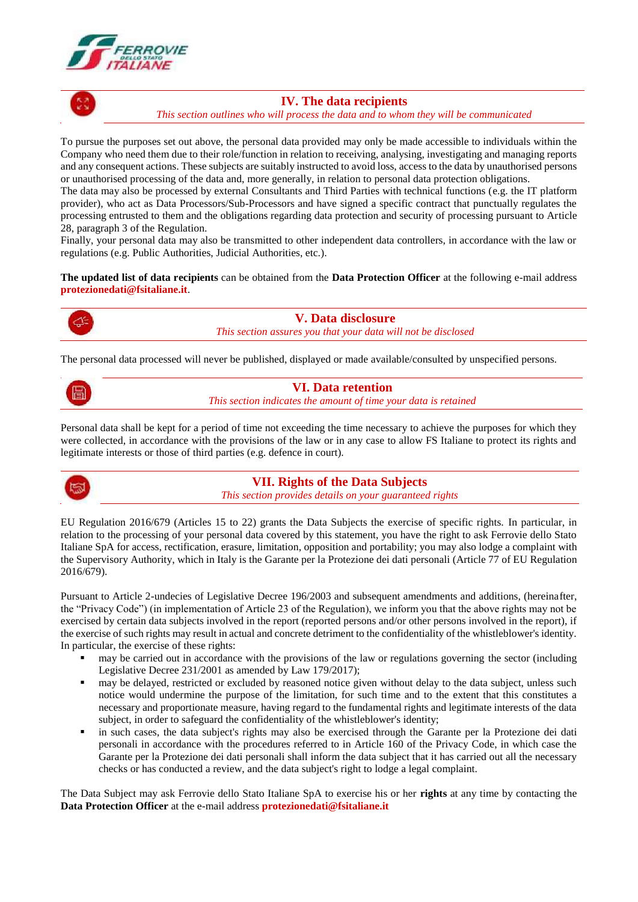## IV. The data recipients

*This section outlines who will process the data and to whom they will be communicated*

To pursue the purposes set out above, the personal data provided may only be made accessible to individuals within the Company who need them due to their role/function in relation to receiving, analysing, investigating and managing reports and any consequent actions. These subjects are suitably instructed to avoid loss, access to the data by unauthorised persons or unauthorised processing of the data and, more generally, in relation to personal data protection obligations.
The data may also be processed by external Consultants and Third Parties with technical functions (e.g. the IT platform provider), who act as Data Processors/Sub-Processors and have signed a specific contract that punctually regulates the processing entrusted to them and the obligations regarding data protection and security of processing pursuant to Article 28, paragraph 3 of the Regulation.
Finally, your personal data may also be transmitted to other independent data controllers, in accordance with the law or regulations (e.g. Public Authorities, Judicial Authorities, etc.).

**The updated list of data recipients** can be obtained from the **Data Protection Officer** at the following e-mail address **protezionedati@fsitaliane.it**.

## V. Data disclosure

*This section assures you that your data will not be disclosed*

The personal data processed will never be published, displayed or made available/consulted by unspecified persons.

## VI. Data retention

*This section indicates the amount of time your data is retained*

Personal data shall be kept for a period of time not exceeding the time necessary to achieve the purposes for which they were collected, in accordance with the provisions of the law or in any case to allow FS Italiane to protect its rights and legitimate interests or those of third parties (e.g. defence in court).

## VII. Rights of the Data Subjects

*This section provides details on your guaranteed rights*

EU Regulation 2016/679 (Articles 15 to 22) grants the Data Subjects the exercise of specific rights. In particular, in relation to the processing of your personal data covered by this statement, you have the right to ask Ferrovie dello Stato Italiane SpA for access, rectification, erasure, limitation, opposition and portability; you may also lodge a complaint with the Supervisory Authority, which in Italy is the Garante per la Protezione dei dati personali (Article 77 of EU Regulation 2016/679).

Pursuant to Article 2-undecies of Legislative Decree 196/2003 and subsequent amendments and additions, (hereinafter, the “Privacy Code”) (in implementation of Article 23 of the Regulation), we inform you that the above rights may not be exercised by certain data subjects involved in the report (reported persons and/or other persons involved in the report), if the exercise of such rights may result in actual and concrete detriment to the confidentiality of the whistleblower's identity. In particular, the exercise of these rights:

- may be carried out in accordance with the provisions of the law or regulations governing the sector (including Legislative Decree 231/2001 as amended by Law 179/2017);
- may be delayed, restricted or excluded by reasoned notice given without delay to the data subject, unless such notice would undermine the purpose of the limitation, for such time and to the extent that this constitutes a necessary and proportionate measure, having regard to the fundamental rights and legitimate interests of the data subject, in order to safeguard the confidentiality of the whistleblower's identity;
- in such cases, the data subject's rights may also be exercised through the Garante per la Protezione dei dati personali in accordance with the procedures referred to in Article 160 of the Privacy Code, in which case the Garante per la Protezione dei dati personali shall inform the data subject that it has carried out all the necessary checks or has conducted a review, and the data subject's right to lodge a legal complaint.

The Data Subject may ask Ferrovie dello Stato Italiane SpA to exercise his or her **rights** at any time by contacting the **Data Protection Officer** at the e-mail address **protezionedati@fsitaliane.it**